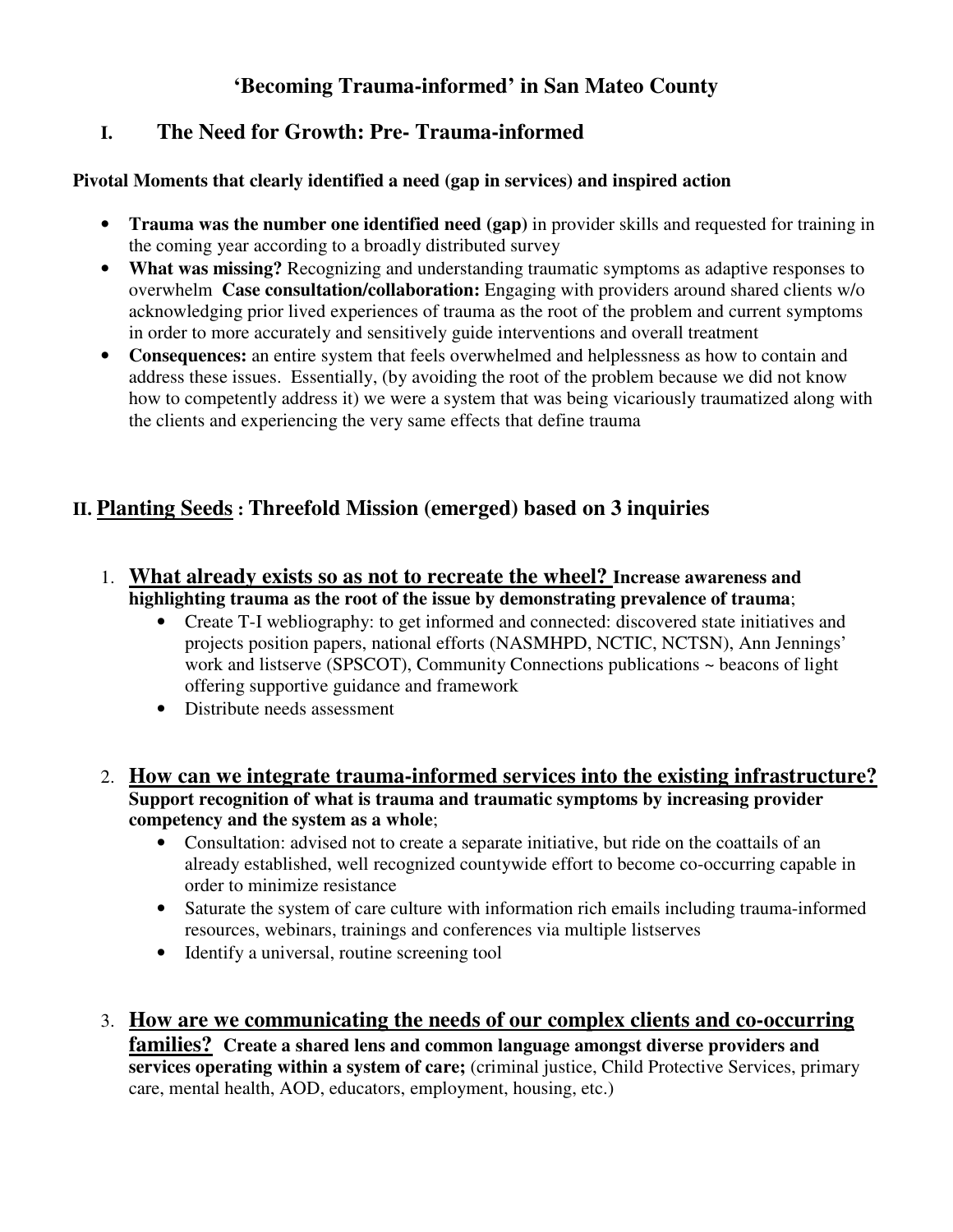# 'Becoming Trauma-informed' in San Mateo County

## I. The Need for Growth: Pre- Trauma-informed

**Pivotal Moments that clearly identified a need (gap in services) and inspired action**

- **Trauma was the number one identified need (gap)** in provider skills and requested for training in the coming year according to a broadly distributed survey
- **What was missing?** Recognizing and understanding traumatic symptoms as adaptive responses to overwhelm **Case consultation/collaboration:** Engaging with providers around shared clients w/o acknowledging prior lived experiences of trauma as the root of the problem and current symptoms in order to more accurately and sensitively guide interventions and overall treatment
- **Consequences:** an entire system that feels overwhelmed and helplessness as how to contain and address these issues. Essentially, (by avoiding the root of the problem because we did not know how to competently address it) we were a system that was being vicariously traumatized along with the clients and experiencing the very same effects that define trauma

## II. <u>Planting Seeds</u> : Threefold Mission (emerged) based on 3 inquiries

1. <u>**What already exists so as not to recreate the wheel?**</u> **Increase awareness and highlighting trauma as the root of the issue by demonstrating prevalence of trauma**;
   - Create T-I webliography: to get informed and connected: discovered state initiatives and projects position papers, national efforts (NASMHPD, NCTIC, NCTSN), Ann Jennings' work and listserve (SPSCOT), Community Connections publications ~ beacons of light offering supportive guidance and framework
   - Distribute needs assessment

2. <u>**How can we integrate trauma-informed services into the existing infrastructure?**</u> **Support recognition of what is trauma and traumatic symptoms by increasing provider competency and the system as a whole**;
   - Consultation: advised not to create a separate initiative, but ride on the coattails of an already established, well recognized countywide effort to become co-occurring capable in order to minimize resistance
   - Saturate the system of care culture with information rich emails including trauma-informed resources, webinars, trainings and conferences via multiple listserves
   - Identify a universal, routine screening tool

3. <u>**How are we communicating the needs of our complex clients and co-occurring families?**</u> **Create a shared lens and common language amongst diverse providers and services operating within a system of care;** (criminal justice, Child Protective Services, primary care, mental health, AOD, educators, employment, housing, etc.)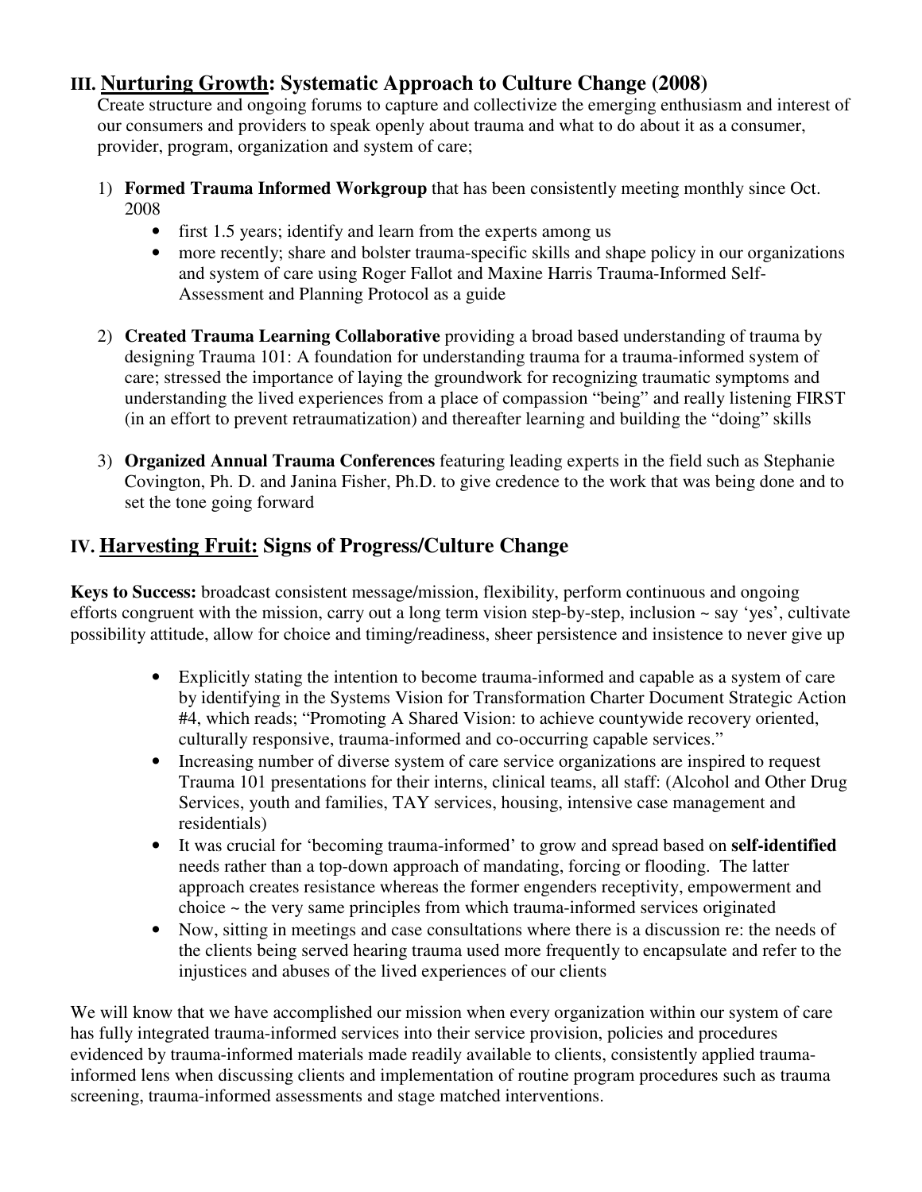## III. <u>Nurturing Growth</u>: Systematic Approach to Culture Change (2008)

Create structure and ongoing forums to capture and collectivize the emerging enthusiasm and interest of our consumers and providers to speak openly about trauma and what to do about it as a consumer, provider, program, organization and system of care;

1) **Formed Trauma Informed Workgroup** that has been consistently meeting monthly since Oct. 2008
   - first 1.5 years; identify and learn from the experts among us
   - more recently; share and bolster trauma-specific skills and shape policy in our organizations and system of care using Roger Fallot and Maxine Harris Trauma-Informed Self-Assessment and Planning Protocol as a guide

2) **Created Trauma Learning Collaborative** providing a broad based understanding of trauma by designing Trauma 101: A foundation for understanding trauma for a trauma-informed system of care; stressed the importance of laying the groundwork for recognizing traumatic symptoms and understanding the lived experiences from a place of compassion "being" and really listening FIRST (in an effort to prevent retraumatization) and thereafter learning and building the "doing" skills

3) **Organized Annual Trauma Conferences** featuring leading experts in the field such as Stephanie Covington, Ph. D. and Janina Fisher, Ph.D. to give credence to the work that was being done and to set the tone going forward

## IV. <u>Harvesting Fruit:</u> Signs of Progress/Culture Change

**Keys to Success:** broadcast consistent message/mission, flexibility, perform continuous and ongoing efforts congruent with the mission, carry out a long term vision step-by-step, inclusion ~ say 'yes', cultivate possibility attitude, allow for choice and timing/readiness, sheer persistence and insistence to never give up

- Explicitly stating the intention to become trauma-informed and capable as a system of care by identifying in the Systems Vision for Transformation Charter Document Strategic Action #4, which reads; "Promoting A Shared Vision: to achieve countywide recovery oriented, culturally responsive, trauma-informed and co-occurring capable services."
- Increasing number of diverse system of care service organizations are inspired to request Trauma 101 presentations for their interns, clinical teams, all staff: (Alcohol and Other Drug Services, youth and families, TAY services, housing, intensive case management and residentials)
- It was crucial for 'becoming trauma-informed' to grow and spread based on **self-identified** needs rather than a top-down approach of mandating, forcing or flooding. The latter approach creates resistance whereas the former engenders receptivity, empowerment and choice ~ the very same principles from which trauma-informed services originated
- Now, sitting in meetings and case consultations where there is a discussion re: the needs of the clients being served hearing trauma used more frequently to encapsulate and refer to the injustices and abuses of the lived experiences of our clients

We will know that we have accomplished our mission when every organization within our system of care has fully integrated trauma-informed services into their service provision, policies and procedures evidenced by trauma-informed materials made readily available to clients, consistently applied trauma-informed lens when discussing clients and implementation of routine program procedures such as trauma screening, trauma-informed assessments and stage matched interventions.